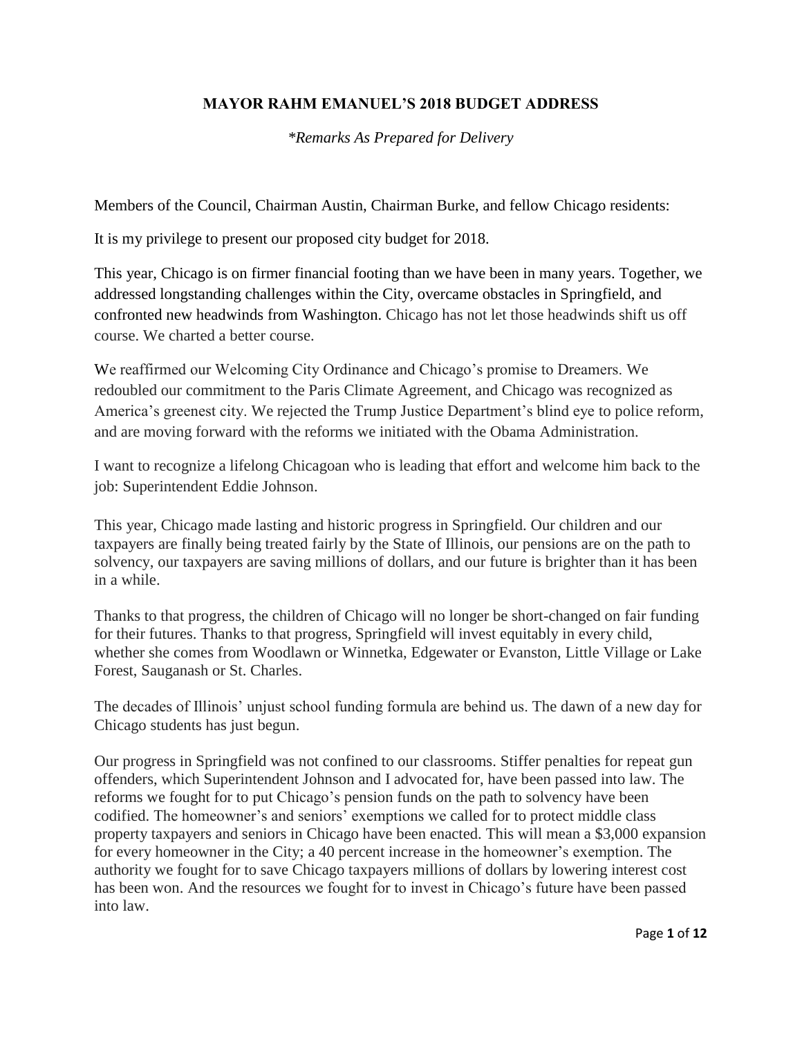# MAYOR RAHM EMANUEL'S 2018 BUDGET ADDRESS

*\*Remarks As Prepared for Delivery*

Members of the Council, Chairman Austin, Chairman Burke, and fellow Chicago residents:

It is my privilege to present our proposed city budget for 2018.

This year, Chicago is on firmer financial footing than we have been in many years. Together, we addressed longstanding challenges within the City, overcame obstacles in Springfield, and confronted new headwinds from Washington. Chicago has not let those headwinds shift us off course. We charted a better course.

We reaffirmed our Welcoming City Ordinance and Chicago's promise to Dreamers. We redoubled our commitment to the Paris Climate Agreement, and Chicago was recognized as America's greenest city. We rejected the Trump Justice Department's blind eye to police reform, and are moving forward with the reforms we initiated with the Obama Administration.

I want to recognize a lifelong Chicagoan who is leading that effort and welcome him back to the job: Superintendent Eddie Johnson.

This year, Chicago made lasting and historic progress in Springfield. Our children and our taxpayers are finally being treated fairly by the State of Illinois, our pensions are on the path to solvency, our taxpayers are saving millions of dollars, and our future is brighter than it has been in a while.

Thanks to that progress, the children of Chicago will no longer be short-changed on fair funding for their futures. Thanks to that progress, Springfield will invest equitably in every child, whether she comes from Woodlawn or Winnetka, Edgewater or Evanston, Little Village or Lake Forest, Sauganash or St. Charles.

The decades of Illinois' unjust school funding formula are behind us. The dawn of a new day for Chicago students has just begun.

Our progress in Springfield was not confined to our classrooms. Stiffer penalties for repeat gun offenders, which Superintendent Johnson and I advocated for, have been passed into law. The reforms we fought for to put Chicago's pension funds on the path to solvency have been codified. The homeowner's and seniors' exemptions we called for to protect middle class property taxpayers and seniors in Chicago have been enacted. This will mean a $3,000 expansion for every homeowner in the City; a 40 percent increase in the homeowner's exemption. The authority we fought for to save Chicago taxpayers millions of dollars by lowering interest cost has been won. And the resources we fought for to invest in Chicago's future have been passed into law.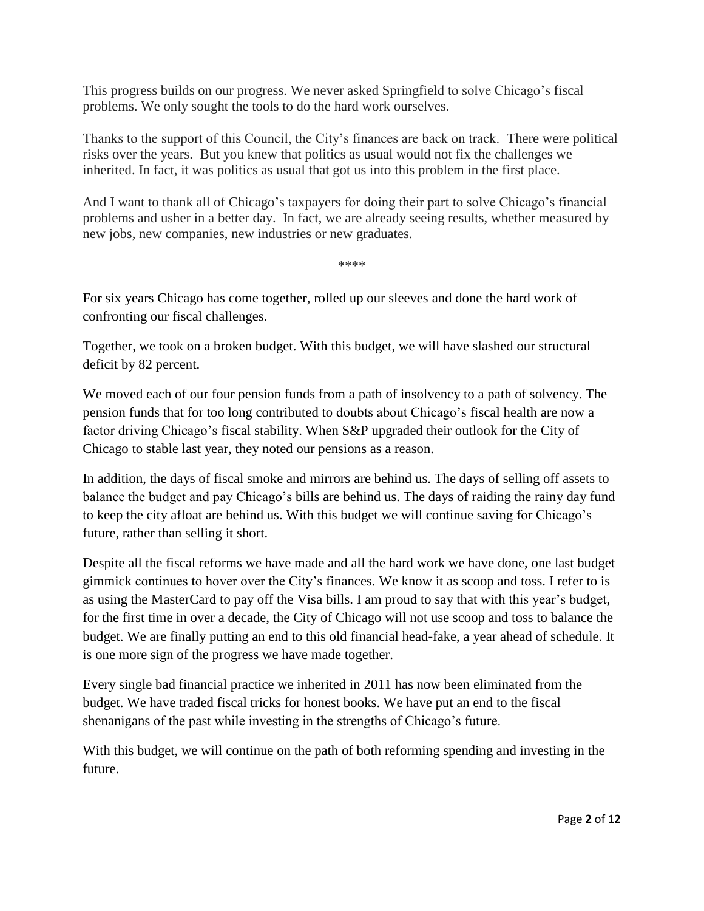This progress builds on our progress. We never asked Springfield to solve Chicago's fiscal problems. We only sought the tools to do the hard work ourselves.

Thanks to the support of this Council, the City's finances are back on track. There were political risks over the years. But you knew that politics as usual would not fix the challenges we inherited. In fact, it was politics as usual that got us into this problem in the first place.

And I want to thank all of Chicago's taxpayers for doing their part to solve Chicago's financial problems and usher in a better day. In fact, we are already seeing results, whether measured by new jobs, new companies, new industries or new graduates.

****

For six years Chicago has come together, rolled up our sleeves and done the hard work of confronting our fiscal challenges.

Together, we took on a broken budget. With this budget, we will have slashed our structural deficit by 82 percent.

We moved each of our four pension funds from a path of insolvency to a path of solvency. The pension funds that for too long contributed to doubts about Chicago's fiscal health are now a factor driving Chicago's fiscal stability. When S&P upgraded their outlook for the City of Chicago to stable last year, they noted our pensions as a reason.

In addition, the days of fiscal smoke and mirrors are behind us. The days of selling off assets to balance the budget and pay Chicago's bills are behind us. The days of raiding the rainy day fund to keep the city afloat are behind us. With this budget we will continue saving for Chicago's future, rather than selling it short.

Despite all the fiscal reforms we have made and all the hard work we have done, one last budget gimmick continues to hover over the City's finances. We know it as scoop and toss. I refer to is as using the MasterCard to pay off the Visa bills. I am proud to say that with this year's budget, for the first time in over a decade, the City of Chicago will not use scoop and toss to balance the budget. We are finally putting an end to this old financial head-fake, a year ahead of schedule. It is one more sign of the progress we have made together.

Every single bad financial practice we inherited in 2011 has now been eliminated from the budget. We have traded fiscal tricks for honest books. We have put an end to the fiscal shenanigans of the past while investing in the strengths of Chicago's future.

With this budget, we will continue on the path of both reforming spending and investing in the future.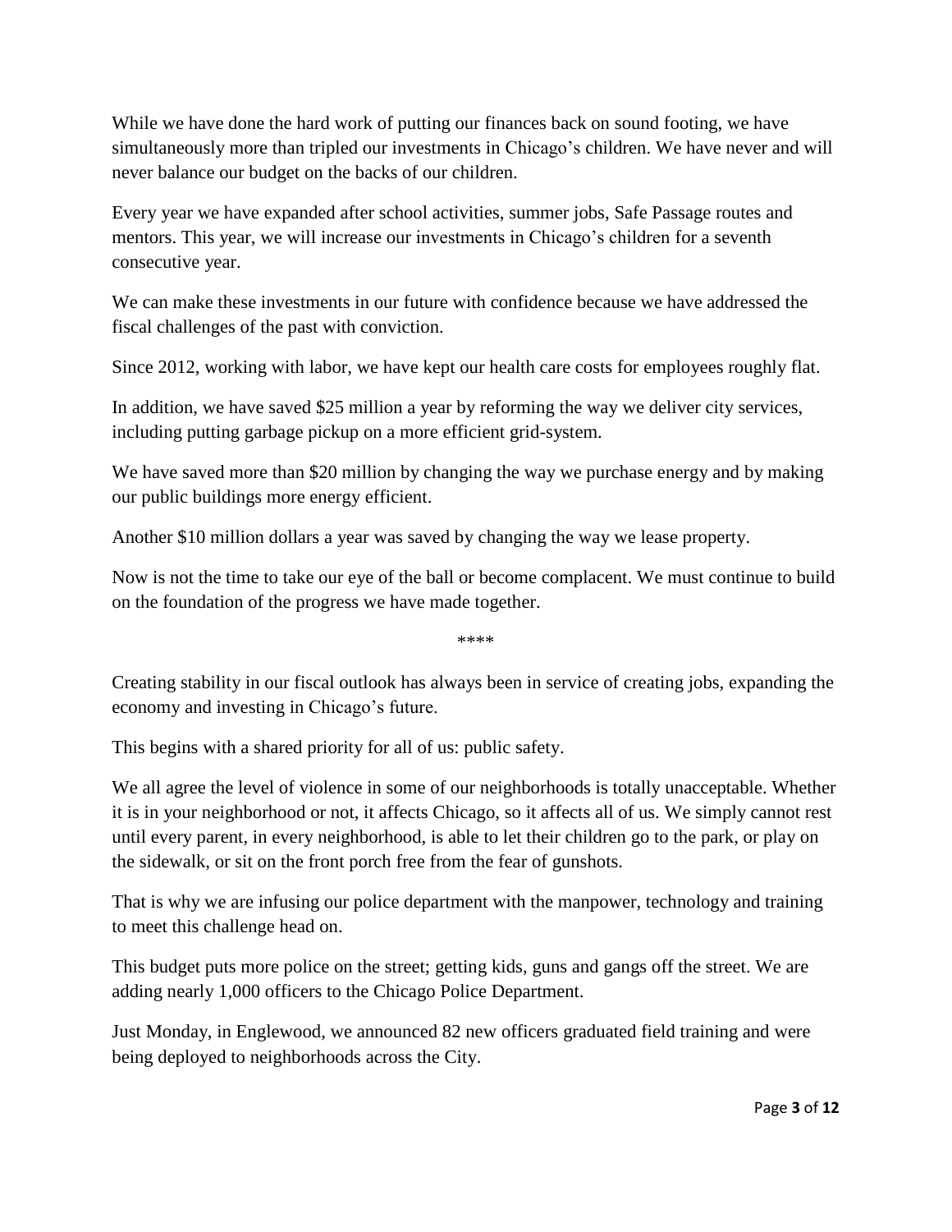While we have done the hard work of putting our finances back on sound footing, we have simultaneously more than tripled our investments in Chicago's children. We have never and will never balance our budget on the backs of our children.

Every year we have expanded after school activities, summer jobs, Safe Passage routes and mentors. This year, we will increase our investments in Chicago's children for a seventh consecutive year.

We can make these investments in our future with confidence because we have addressed the fiscal challenges of the past with conviction.

Since 2012, working with labor, we have kept our health care costs for employees roughly flat.

In addition, we have saved $25 million a year by reforming the way we deliver city services, including putting garbage pickup on a more efficient grid-system.

We have saved more than $20 million by changing the way we purchase energy and by making our public buildings more energy efficient.

Another $10 million dollars a year was saved by changing the way we lease property.

Now is not the time to take our eye of the ball or become complacent. We must continue to build on the foundation of the progress we have made together.

\*\*\*\*

Creating stability in our fiscal outlook has always been in service of creating jobs, expanding the economy and investing in Chicago's future.

This begins with a shared priority for all of us: public safety.

We all agree the level of violence in some of our neighborhoods is totally unacceptable. Whether it is in your neighborhood or not, it affects Chicago, so it affects all of us. We simply cannot rest until every parent, in every neighborhood, is able to let their children go to the park, or play on the sidewalk, or sit on the front porch free from the fear of gunshots.

That is why we are infusing our police department with the manpower, technology and training to meet this challenge head on.

This budget puts more police on the street; getting kids, guns and gangs off the street. We are adding nearly 1,000 officers to the Chicago Police Department.

Just Monday, in Englewood, we announced 82 new officers graduated field training and were being deployed to neighborhoods across the City.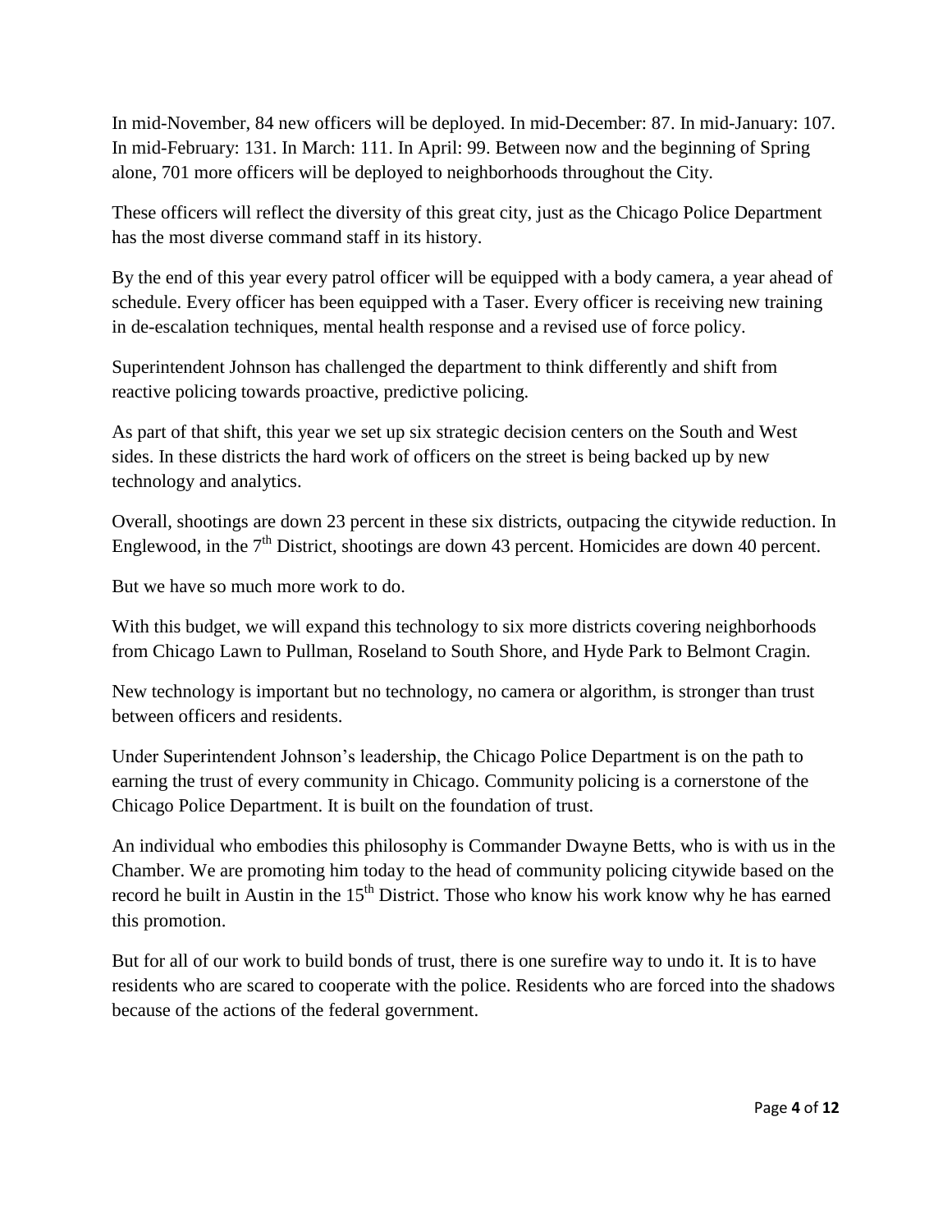In mid-November, 84 new officers will be deployed. In mid-December: 87. In mid-January: 107. In mid-February: 131. In March: 111. In April: 99. Between now and the beginning of Spring alone, 701 more officers will be deployed to neighborhoods throughout the City.

These officers will reflect the diversity of this great city, just as the Chicago Police Department has the most diverse command staff in its history.

By the end of this year every patrol officer will be equipped with a body camera, a year ahead of schedule. Every officer has been equipped with a Taser. Every officer is receiving new training in de-escalation techniques, mental health response and a revised use of force policy.

Superintendent Johnson has challenged the department to think differently and shift from reactive policing towards proactive, predictive policing.

As part of that shift, this year we set up six strategic decision centers on the South and West sides. In these districts the hard work of officers on the street is being backed up by new technology and analytics.

Overall, shootings are down 23 percent in these six districts, outpacing the citywide reduction. In Englewood, in the 7th District, shootings are down 43 percent. Homicides are down 40 percent.

But we have so much more work to do.

With this budget, we will expand this technology to six more districts covering neighborhoods from Chicago Lawn to Pullman, Roseland to South Shore, and Hyde Park to Belmont Cragin.

New technology is important but no technology, no camera or algorithm, is stronger than trust between officers and residents.

Under Superintendent Johnson's leadership, the Chicago Police Department is on the path to earning the trust of every community in Chicago. Community policing is a cornerstone of the Chicago Police Department. It is built on the foundation of trust.

An individual who embodies this philosophy is Commander Dwayne Betts, who is with us in the Chamber. We are promoting him today to the head of community policing citywide based on the record he built in Austin in the 15th District. Those who know his work know why he has earned this promotion.

But for all of our work to build bonds of trust, there is one surefire way to undo it. It is to have residents who are scared to cooperate with the police. Residents who are forced into the shadows because of the actions of the federal government.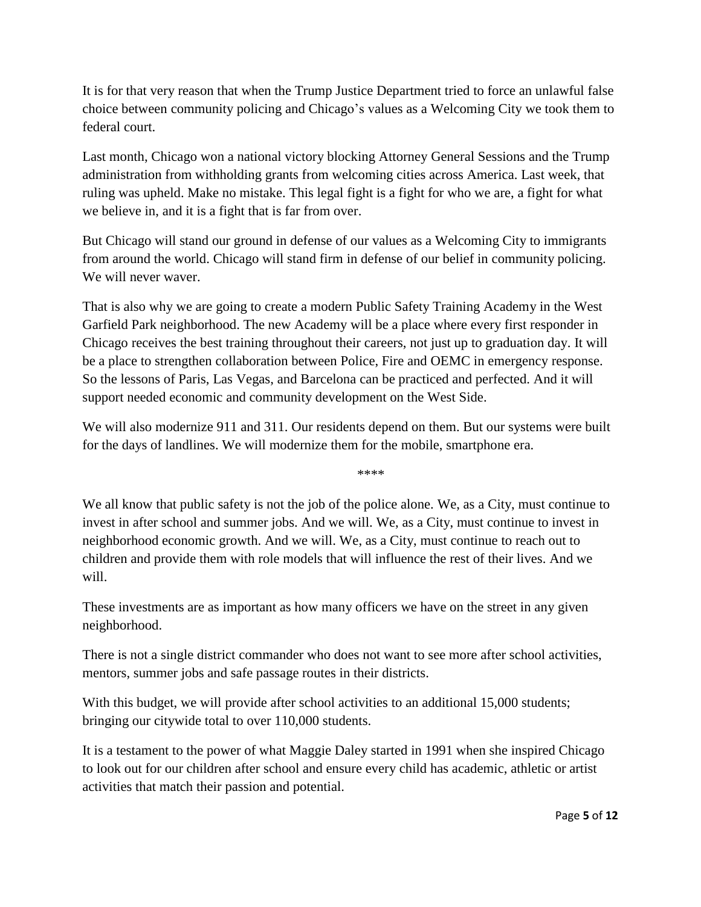It is for that very reason that when the Trump Justice Department tried to force an unlawful false choice between community policing and Chicago's values as a Welcoming City we took them to federal court.

Last month, Chicago won a national victory blocking Attorney General Sessions and the Trump administration from withholding grants from welcoming cities across America. Last week, that ruling was upheld. Make no mistake. This legal fight is a fight for who we are, a fight for what we believe in, and it is a fight that is far from over.

But Chicago will stand our ground in defense of our values as a Welcoming City to immigrants from around the world. Chicago will stand firm in defense of our belief in community policing. We will never waver.

That is also why we are going to create a modern Public Safety Training Academy in the West Garfield Park neighborhood. The new Academy will be a place where every first responder in Chicago receives the best training throughout their careers, not just up to graduation day. It will be a place to strengthen collaboration between Police, Fire and OEMC in emergency response. So the lessons of Paris, Las Vegas, and Barcelona can be practiced and perfected. And it will support needed economic and community development on the West Side.

We will also modernize 911 and 311. Our residents depend on them. But our systems were built for the days of landlines. We will modernize them for the mobile, smartphone era.

****

We all know that public safety is not the job of the police alone. We, as a City, must continue to invest in after school and summer jobs. And we will. We, as a City, must continue to invest in neighborhood economic growth. And we will. We, as a City, must continue to reach out to children and provide them with role models that will influence the rest of their lives. And we will.

These investments are as important as how many officers we have on the street in any given neighborhood.

There is not a single district commander who does not want to see more after school activities, mentors, summer jobs and safe passage routes in their districts.

With this budget, we will provide after school activities to an additional 15,000 students; bringing our citywide total to over 110,000 students.

It is a testament to the power of what Maggie Daley started in 1991 when she inspired Chicago to look out for our children after school and ensure every child has academic, athletic or artist activities that match their passion and potential.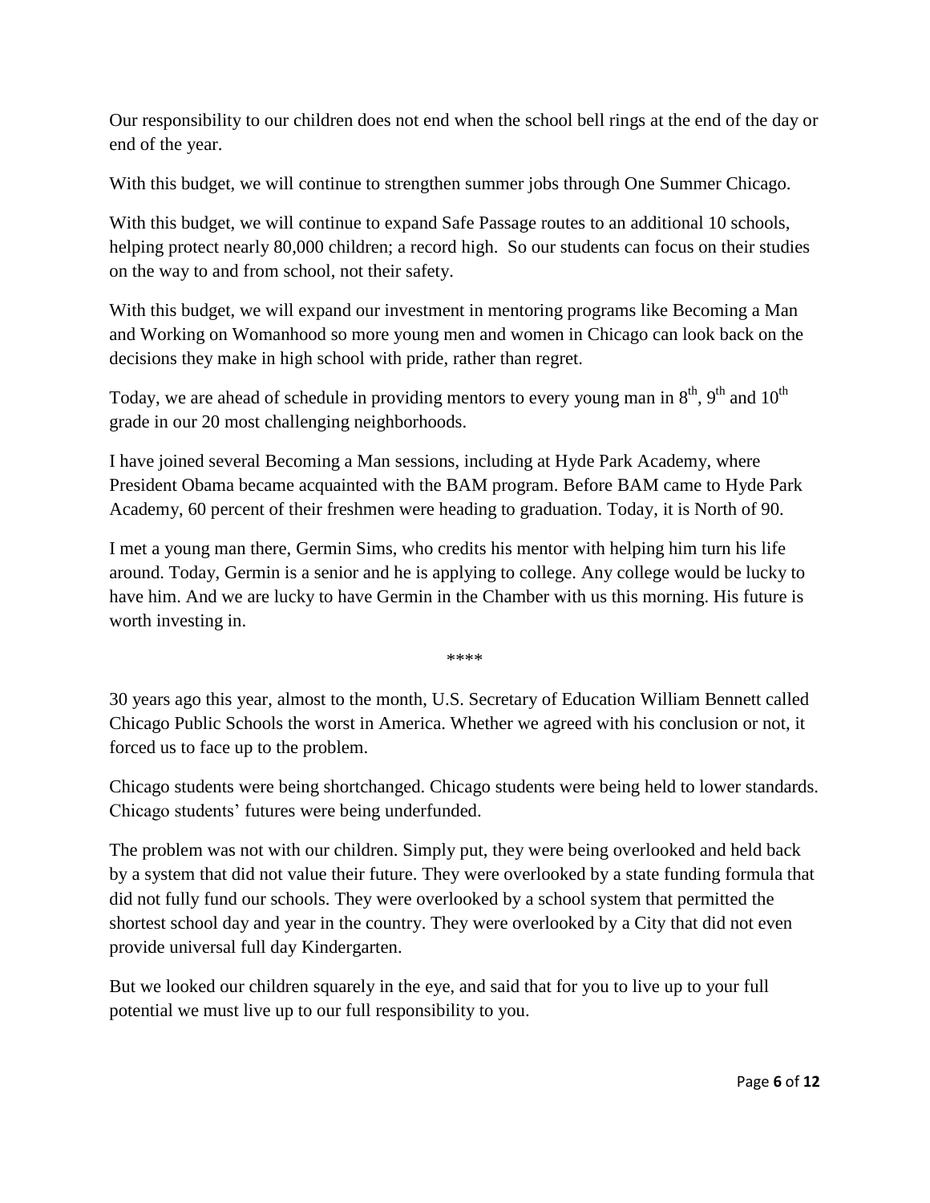Our responsibility to our children does not end when the school bell rings at the end of the day or end of the year.

With this budget, we will continue to strengthen summer jobs through One Summer Chicago.

With this budget, we will continue to expand Safe Passage routes to an additional 10 schools, helping protect nearly 80,000 children; a record high. So our students can focus on their studies on the way to and from school, not their safety.

With this budget, we will expand our investment in mentoring programs like Becoming a Man and Working on Womanhood so more young men and women in Chicago can look back on the decisions they make in high school with pride, rather than regret.

Today, we are ahead of schedule in providing mentors to every young man in 8th, 9th and 10th grade in our 20 most challenging neighborhoods.

I have joined several Becoming a Man sessions, including at Hyde Park Academy, where President Obama became acquainted with the BAM program. Before BAM came to Hyde Park Academy, 60 percent of their freshmen were heading to graduation. Today, it is North of 90.

I met a young man there, Germin Sims, who credits his mentor with helping him turn his life around. Today, Germin is a senior and he is applying to college. Any college would be lucky to have him. And we are lucky to have Germin in the Chamber with us this morning. His future is worth investing in.

****

30 years ago this year, almost to the month, U.S. Secretary of Education William Bennett called Chicago Public Schools the worst in America. Whether we agreed with his conclusion or not, it forced us to face up to the problem.

Chicago students were being shortchanged. Chicago students were being held to lower standards. Chicago students' futures were being underfunded.

The problem was not with our children. Simply put, they were being overlooked and held back by a system that did not value their future. They were overlooked by a state funding formula that did not fully fund our schools. They were overlooked by a school system that permitted the shortest school day and year in the country. They were overlooked by a City that did not even provide universal full day Kindergarten.

But we looked our children squarely in the eye, and said that for you to live up to your full potential we must live up to our full responsibility to you.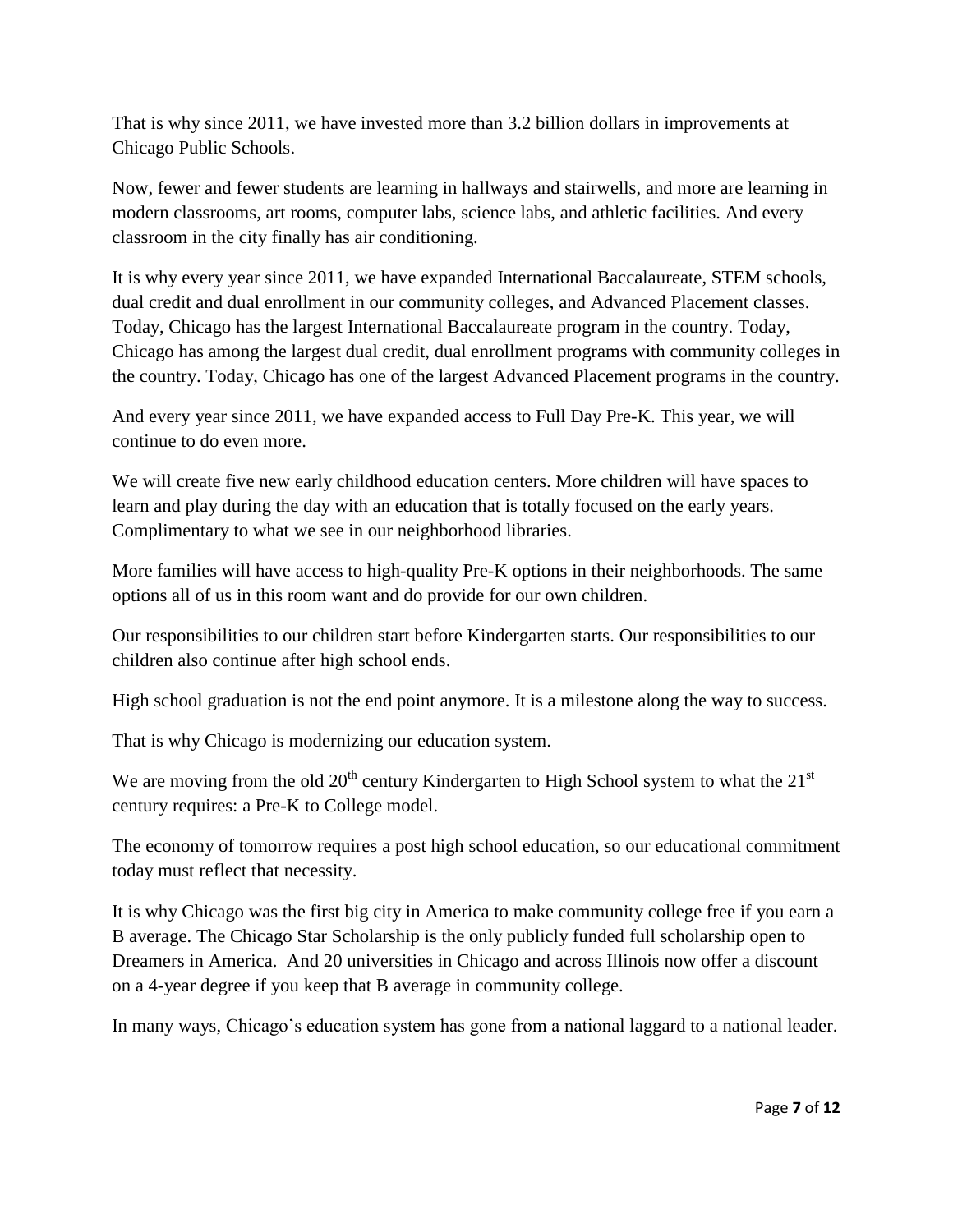That is why since 2011, we have invested more than 3.2 billion dollars in improvements at Chicago Public Schools.

Now, fewer and fewer students are learning in hallways and stairwells, and more are learning in modern classrooms, art rooms, computer labs, science labs, and athletic facilities. And every classroom in the city finally has air conditioning.

It is why every year since 2011, we have expanded International Baccalaureate, STEM schools, dual credit and dual enrollment in our community colleges, and Advanced Placement classes. Today, Chicago has the largest International Baccalaureate program in the country. Today, Chicago has among the largest dual credit, dual enrollment programs with community colleges in the country. Today, Chicago has one of the largest Advanced Placement programs in the country.

And every year since 2011, we have expanded access to Full Day Pre-K. This year, we will continue to do even more.

We will create five new early childhood education centers. More children will have spaces to learn and play during the day with an education that is totally focused on the early years. Complimentary to what we see in our neighborhood libraries.

More families will have access to high-quality Pre-K options in their neighborhoods. The same options all of us in this room want and do provide for our own children.

Our responsibilities to our children start before Kindergarten starts. Our responsibilities to our children also continue after high school ends.

High school graduation is not the end point anymore. It is a milestone along the way to success.

That is why Chicago is modernizing our education system.

We are moving from the old 20th century Kindergarten to High School system to what the 21st century requires: a Pre-K to College model.

The economy of tomorrow requires a post high school education, so our educational commitment today must reflect that necessity.

It is why Chicago was the first big city in America to make community college free if you earn a B average. The Chicago Star Scholarship is the only publicly funded full scholarship open to Dreamers in America. And 20 universities in Chicago and across Illinois now offer a discount on a 4-year degree if you keep that B average in community college.

In many ways, Chicago's education system has gone from a national laggard to a national leader.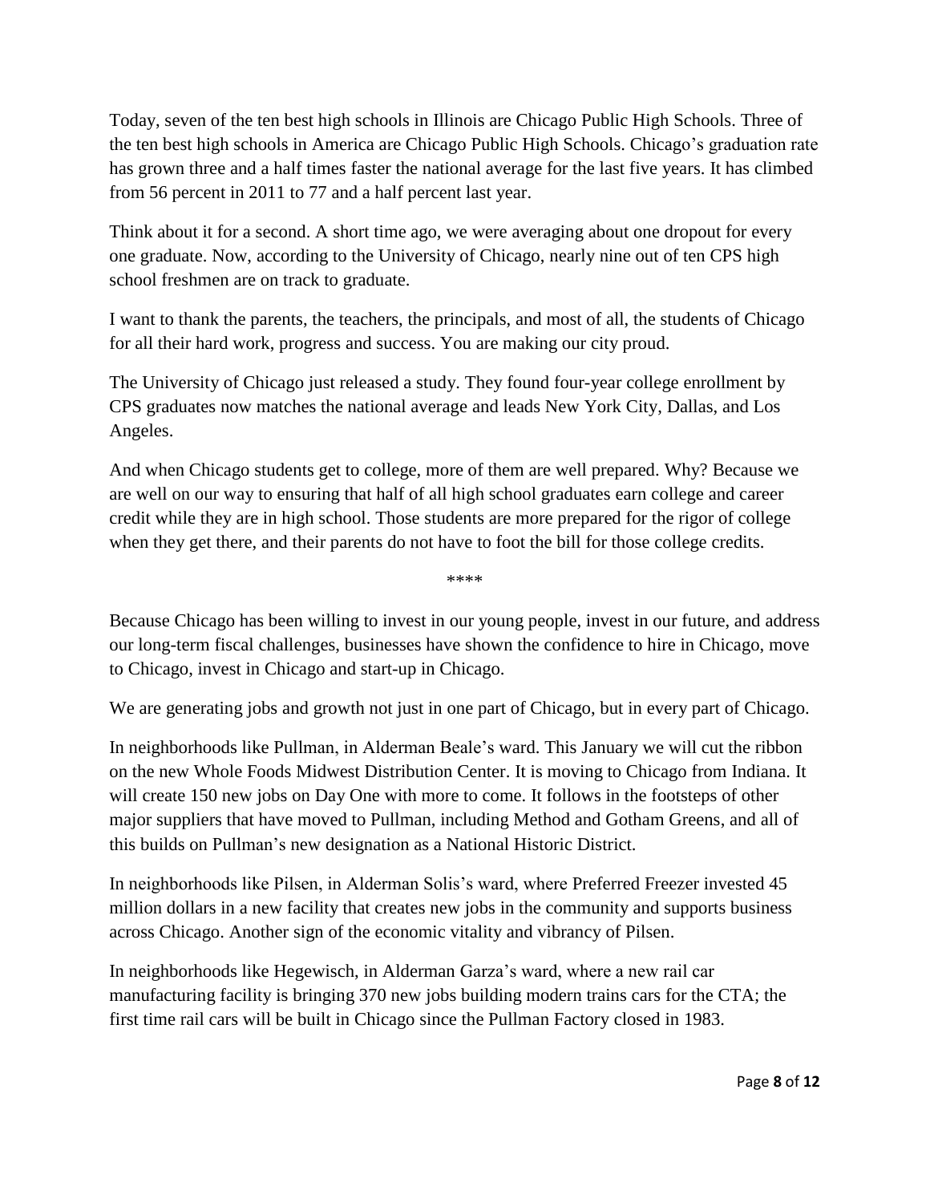Today, seven of the ten best high schools in Illinois are Chicago Public High Schools. Three of the ten best high schools in America are Chicago Public High Schools. Chicago's graduation rate has grown three and a half times faster the national average for the last five years. It has climbed from 56 percent in 2011 to 77 and a half percent last year.

Think about it for a second. A short time ago, we were averaging about one dropout for every one graduate. Now, according to the University of Chicago, nearly nine out of ten CPS high school freshmen are on track to graduate.

I want to thank the parents, the teachers, the principals, and most of all, the students of Chicago for all their hard work, progress and success. You are making our city proud.

The University of Chicago just released a study. They found four-year college enrollment by CPS graduates now matches the national average and leads New York City, Dallas, and Los Angeles.

And when Chicago students get to college, more of them are well prepared. Why? Because we are well on our way to ensuring that half of all high school graduates earn college and career credit while they are in high school. Those students are more prepared for the rigor of college when they get there, and their parents do not have to foot the bill for those college credits.

****

Because Chicago has been willing to invest in our young people, invest in our future, and address our long-term fiscal challenges, businesses have shown the confidence to hire in Chicago, move to Chicago, invest in Chicago and start-up in Chicago.

We are generating jobs and growth not just in one part of Chicago, but in every part of Chicago.

In neighborhoods like Pullman, in Alderman Beale's ward. This January we will cut the ribbon on the new Whole Foods Midwest Distribution Center. It is moving to Chicago from Indiana. It will create 150 new jobs on Day One with more to come. It follows in the footsteps of other major suppliers that have moved to Pullman, including Method and Gotham Greens, and all of this builds on Pullman's new designation as a National Historic District.

In neighborhoods like Pilsen, in Alderman Solis's ward, where Preferred Freezer invested 45 million dollars in a new facility that creates new jobs in the community and supports business across Chicago. Another sign of the economic vitality and vibrancy of Pilsen.

In neighborhoods like Hegewisch, in Alderman Garza's ward, where a new rail car manufacturing facility is bringing 370 new jobs building modern trains cars for the CTA; the first time rail cars will be built in Chicago since the Pullman Factory closed in 1983.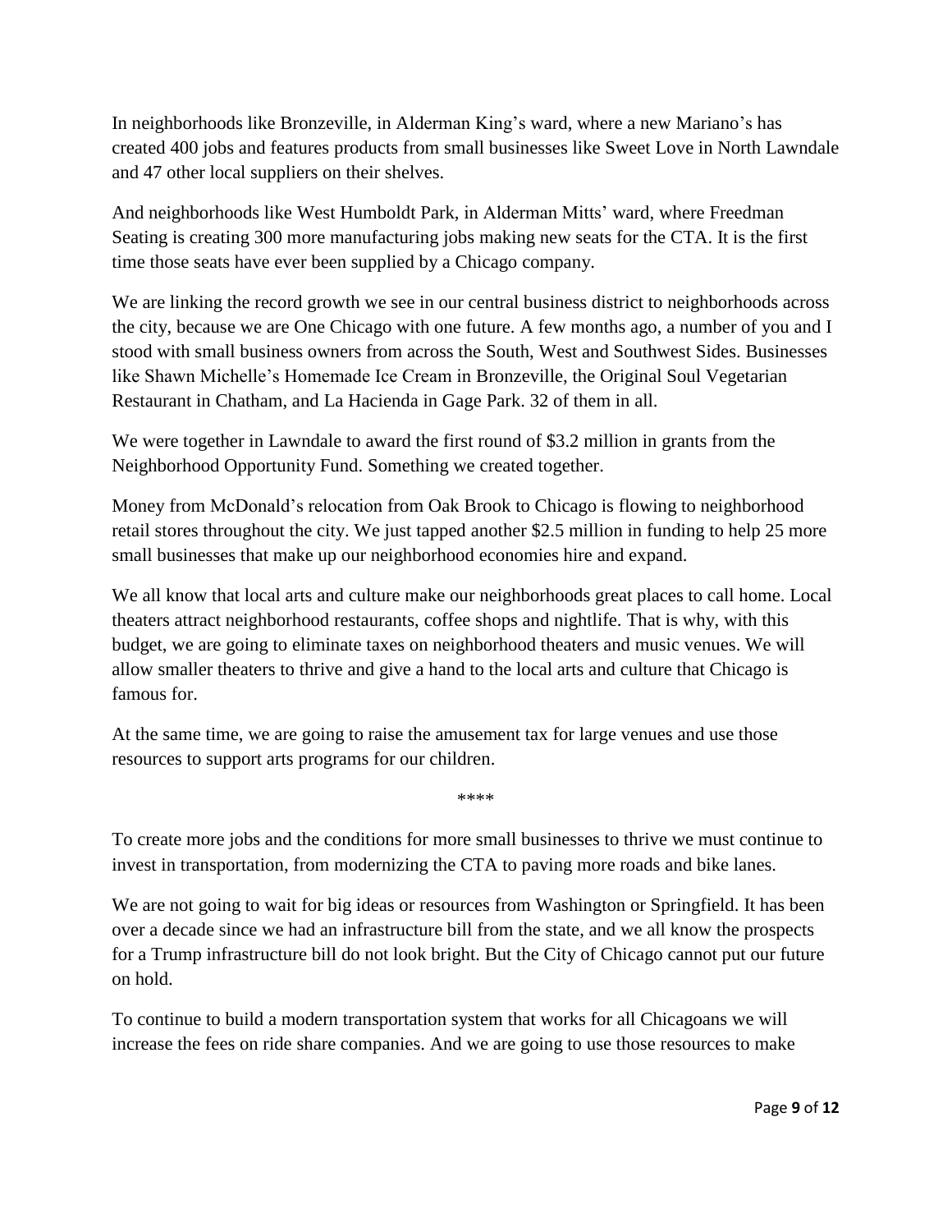In neighborhoods like Bronzeville, in Alderman King's ward, where a new Mariano's has created 400 jobs and features products from small businesses like Sweet Love in North Lawndale and 47 other local suppliers on their shelves.

And neighborhoods like West Humboldt Park, in Alderman Mitts' ward, where Freedman Seating is creating 300 more manufacturing jobs making new seats for the CTA. It is the first time those seats have ever been supplied by a Chicago company.

We are linking the record growth we see in our central business district to neighborhoods across the city, because we are One Chicago with one future. A few months ago, a number of you and I stood with small business owners from across the South, West and Southwest Sides. Businesses like Shawn Michelle's Homemade Ice Cream in Bronzeville, the Original Soul Vegetarian Restaurant in Chatham, and La Hacienda in Gage Park. 32 of them in all.

We were together in Lawndale to award the first round of $3.2 million in grants from the Neighborhood Opportunity Fund. Something we created together.

Money from McDonald's relocation from Oak Brook to Chicago is flowing to neighborhood retail stores throughout the city. We just tapped another $2.5 million in funding to help 25 more small businesses that make up our neighborhood economies hire and expand.

We all know that local arts and culture make our neighborhoods great places to call home. Local theaters attract neighborhood restaurants, coffee shops and nightlife. That is why, with this budget, we are going to eliminate taxes on neighborhood theaters and music venues. We will allow smaller theaters to thrive and give a hand to the local arts and culture that Chicago is famous for.

At the same time, we are going to raise the amusement tax for large venues and use those resources to support arts programs for our children.

****

To create more jobs and the conditions for more small businesses to thrive we must continue to invest in transportation, from modernizing the CTA to paving more roads and bike lanes.

We are not going to wait for big ideas or resources from Washington or Springfield. It has been over a decade since we had an infrastructure bill from the state, and we all know the prospects for a Trump infrastructure bill do not look bright. But the City of Chicago cannot put our future on hold.

To continue to build a modern transportation system that works for all Chicagoans we will increase the fees on ride share companies. And we are going to use those resources to make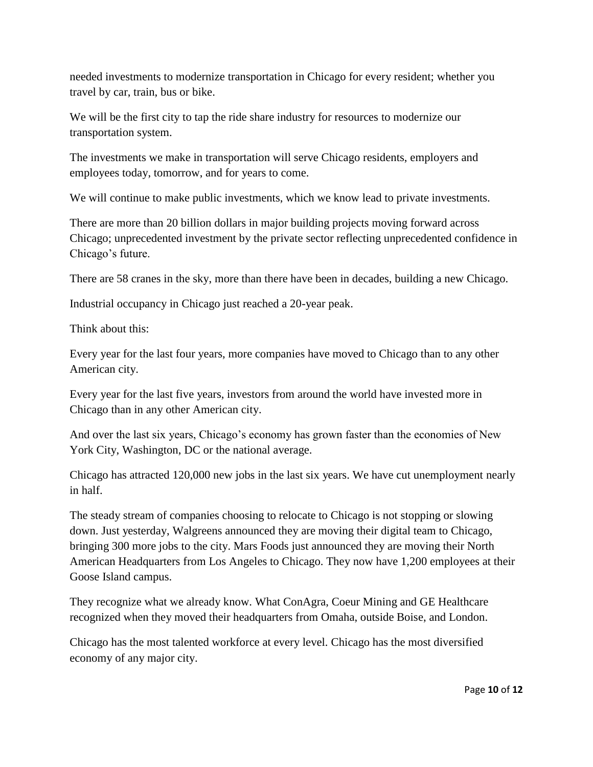needed investments to modernize transportation in Chicago for every resident; whether you travel by car, train, bus or bike.

We will be the first city to tap the ride share industry for resources to modernize our transportation system.

The investments we make in transportation will serve Chicago residents, employers and employees today, tomorrow, and for years to come.

We will continue to make public investments, which we know lead to private investments.

There are more than 20 billion dollars in major building projects moving forward across Chicago; unprecedented investment by the private sector reflecting unprecedented confidence in Chicago's future.

There are 58 cranes in the sky, more than there have been in decades, building a new Chicago.

Industrial occupancy in Chicago just reached a 20-year peak.

Think about this:

Every year for the last four years, more companies have moved to Chicago than to any other American city.

Every year for the last five years, investors from around the world have invested more in Chicago than in any other American city.

And over the last six years, Chicago's economy has grown faster than the economies of New York City, Washington, DC or the national average.

Chicago has attracted 120,000 new jobs in the last six years. We have cut unemployment nearly in half.

The steady stream of companies choosing to relocate to Chicago is not stopping or slowing down. Just yesterday, Walgreens announced they are moving their digital team to Chicago, bringing 300 more jobs to the city. Mars Foods just announced they are moving their North American Headquarters from Los Angeles to Chicago. They now have 1,200 employees at their Goose Island campus.

They recognize what we already know. What ConAgra, Coeur Mining and GE Healthcare recognized when they moved their headquarters from Omaha, outside Boise, and London.

Chicago has the most talented workforce at every level. Chicago has the most diversified economy of any major city.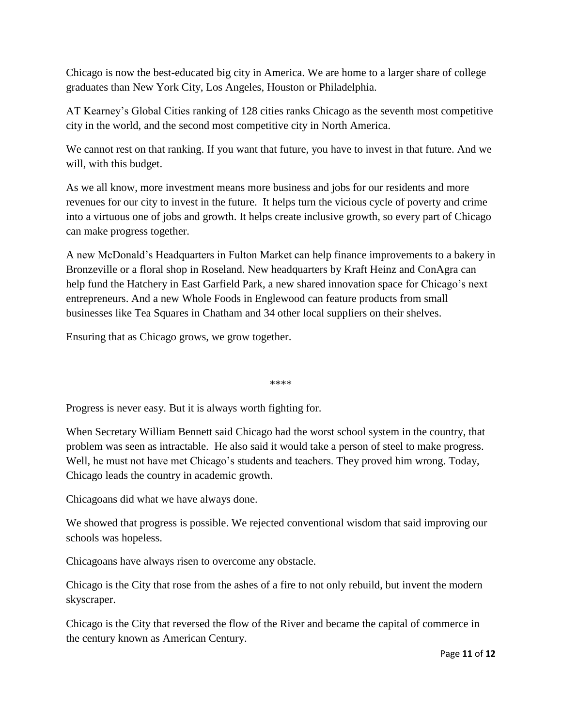Chicago is now the best-educated big city in America. We are home to a larger share of college graduates than New York City, Los Angeles, Houston or Philadelphia.

AT Kearney's Global Cities ranking of 128 cities ranks Chicago as the seventh most competitive city in the world, and the second most competitive city in North America.

We cannot rest on that ranking. If you want that future, you have to invest in that future. And we will, with this budget.

As we all know, more investment means more business and jobs for our residents and more revenues for our city to invest in the future. It helps turn the vicious cycle of poverty and crime into a virtuous one of jobs and growth. It helps create inclusive growth, so every part of Chicago can make progress together.

A new McDonald's Headquarters in Fulton Market can help finance improvements to a bakery in Bronzeville or a floral shop in Roseland. New headquarters by Kraft Heinz and ConAgra can help fund the Hatchery in East Garfield Park, a new shared innovation space for Chicago's next entrepreneurs. And a new Whole Foods in Englewood can feature products from small businesses like Tea Squares in Chatham and 34 other local suppliers on their shelves.

Ensuring that as Chicago grows, we grow together.

****

Progress is never easy. But it is always worth fighting for.

When Secretary William Bennett said Chicago had the worst school system in the country, that problem was seen as intractable. He also said it would take a person of steel to make progress. Well, he must not have met Chicago's students and teachers. They proved him wrong. Today, Chicago leads the country in academic growth.

Chicagoans did what we have always done.

We showed that progress is possible. We rejected conventional wisdom that said improving our schools was hopeless.

Chicagoans have always risen to overcome any obstacle.

Chicago is the City that rose from the ashes of a fire to not only rebuild, but invent the modern skyscraper.

Chicago is the City that reversed the flow of the River and became the capital of commerce in the century known as American Century.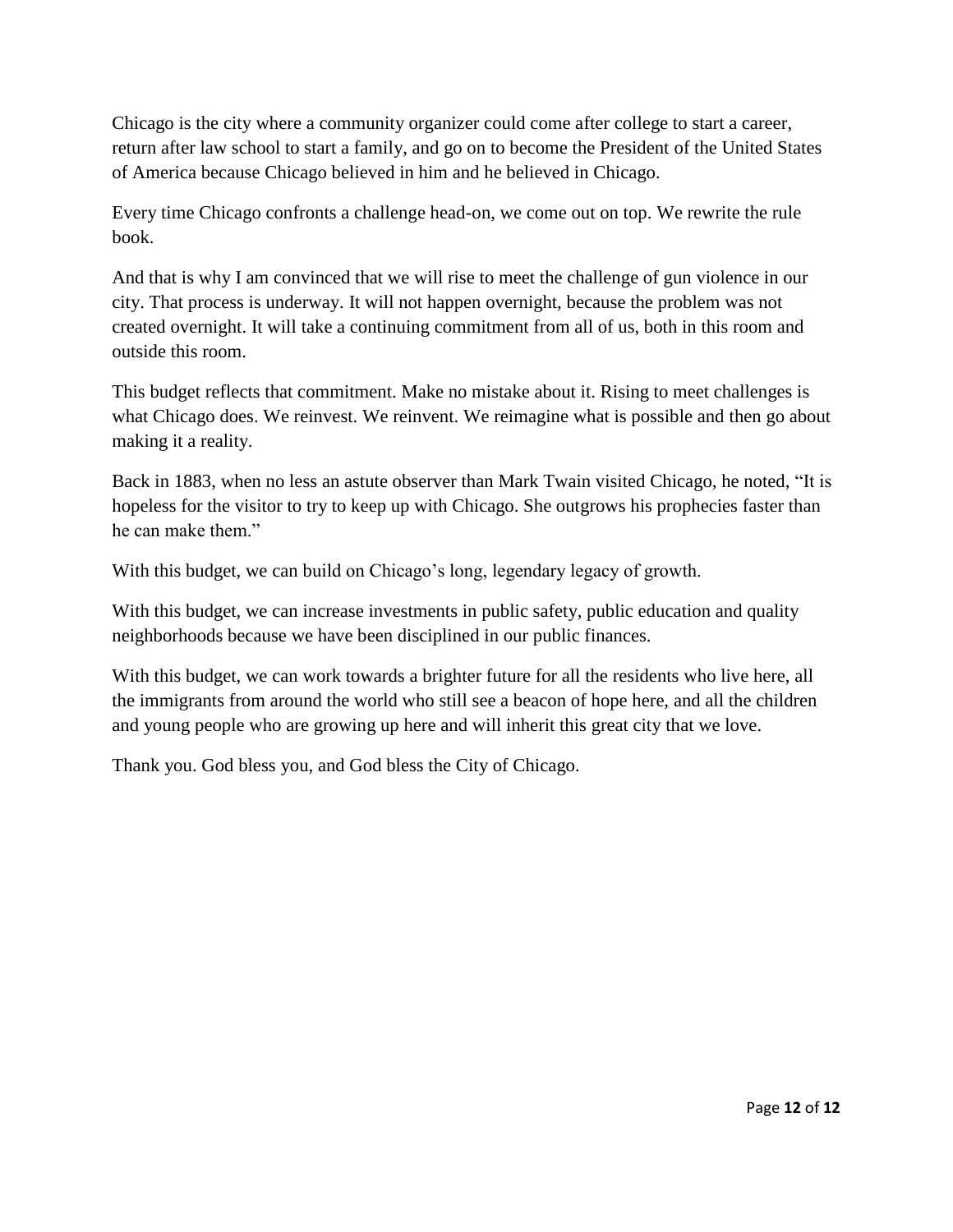Chicago is the city where a community organizer could come after college to start a career, return after law school to start a family, and go on to become the President of the United States of America because Chicago believed in him and he believed in Chicago.

Every time Chicago confronts a challenge head-on, we come out on top. We rewrite the rule book.

And that is why I am convinced that we will rise to meet the challenge of gun violence in our city. That process is underway. It will not happen overnight, because the problem was not created overnight. It will take a continuing commitment from all of us, both in this room and outside this room.

This budget reflects that commitment. Make no mistake about it. Rising to meet challenges is what Chicago does. We reinvest. We reinvent. We reimagine what is possible and then go about making it a reality.

Back in 1883, when no less an astute observer than Mark Twain visited Chicago, he noted, "It is hopeless for the visitor to try to keep up with Chicago. She outgrows his prophecies faster than he can make them."

With this budget, we can build on Chicago's long, legendary legacy of growth.

With this budget, we can increase investments in public safety, public education and quality neighborhoods because we have been disciplined in our public finances.

With this budget, we can work towards a brighter future for all the residents who live here, all the immigrants from around the world who still see a beacon of hope here, and all the children and young people who are growing up here and will inherit this great city that we love.

Thank you. God bless you, and God bless the City of Chicago.